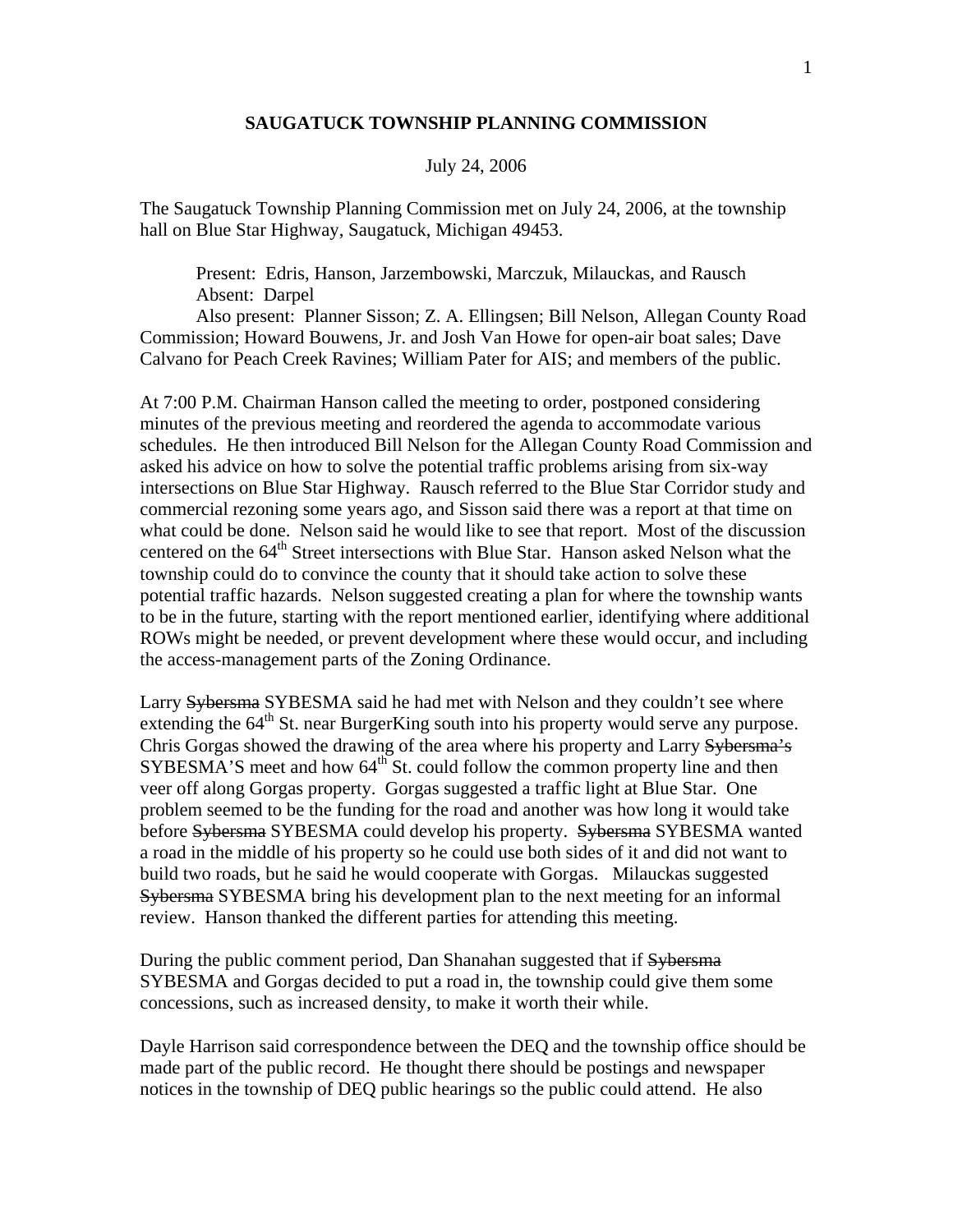**SAUGATUCK TOWNSHIP PLANNING COMMISSION**

July 24, 2006

The Saugatuck Township Planning Commission met on July 24, 2006, at the township hall on Blue Star Highway, Saugatuck, Michigan 49453.

Present: Edris, Hanson, Jarzembowski, Marczuk, Milauckas, and Rausch
Absent: Darpel
Also present: Planner Sisson; Z. A. Ellingsen; Bill Nelson, Allegan County Road Commission; Howard Bouwens, Jr. and Josh Van Howe for open-air boat sales; Dave Calvano for Peach Creek Ravines; William Pater for AIS; and members of the public.

At 7:00 P.M. Chairman Hanson called the meeting to order, postponed considering minutes of the previous meeting and reordered the agenda to accommodate various schedules. He then introduced Bill Nelson for the Allegan County Road Commission and asked his advice on how to solve the potential traffic problems arising from six-way intersections on Blue Star Highway. Rausch referred to the Blue Star Corridor study and commercial rezoning some years ago, and Sisson said there was a report at that time on what could be done. Nelson said he would like to see that report. Most of the discussion centered on the 64th Street intersections with Blue Star. Hanson asked Nelson what the township could do to convince the county that it should take action to solve these potential traffic hazards. Nelson suggested creating a plan for where the township wants to be in the future, starting with the report mentioned earlier, identifying where additional ROWs might be needed, or prevent development where these would occur, and including the access-management parts of the Zoning Ordinance.

Larry ~~Sybersma~~ SYBESMA said he had met with Nelson and they couldn't see where extending the 64th St. near BurgerKing south into his property would serve any purpose. Chris Gorgas showed the drawing of the area where his property and Larry ~~Sybersma's~~ SYBESMA'S meet and how 64th St. could follow the common property line and then veer off along Gorgas property. Gorgas suggested a traffic light at Blue Star. One problem seemed to be the funding for the road and another was how long it would take before ~~Sybersma~~ SYBESMA could develop his property. ~~Sybersma~~ SYBESMA wanted a road in the middle of his property so he could use both sides of it and did not want to build two roads, but he said he would cooperate with Gorgas. Milauckas suggested ~~Sybersma~~ SYBESMA bring his development plan to the next meeting for an informal review. Hanson thanked the different parties for attending this meeting.

During the public comment period, Dan Shanahan suggested that if ~~Sybersma~~ SYBESMA and Gorgas decided to put a road in, the township could give them some concessions, such as increased density, to make it worth their while.

Dayle Harrison said correspondence between the DEQ and the township office should be made part of the public record. He thought there should be postings and newspaper notices in the township of DEQ public hearings so the public could attend. He also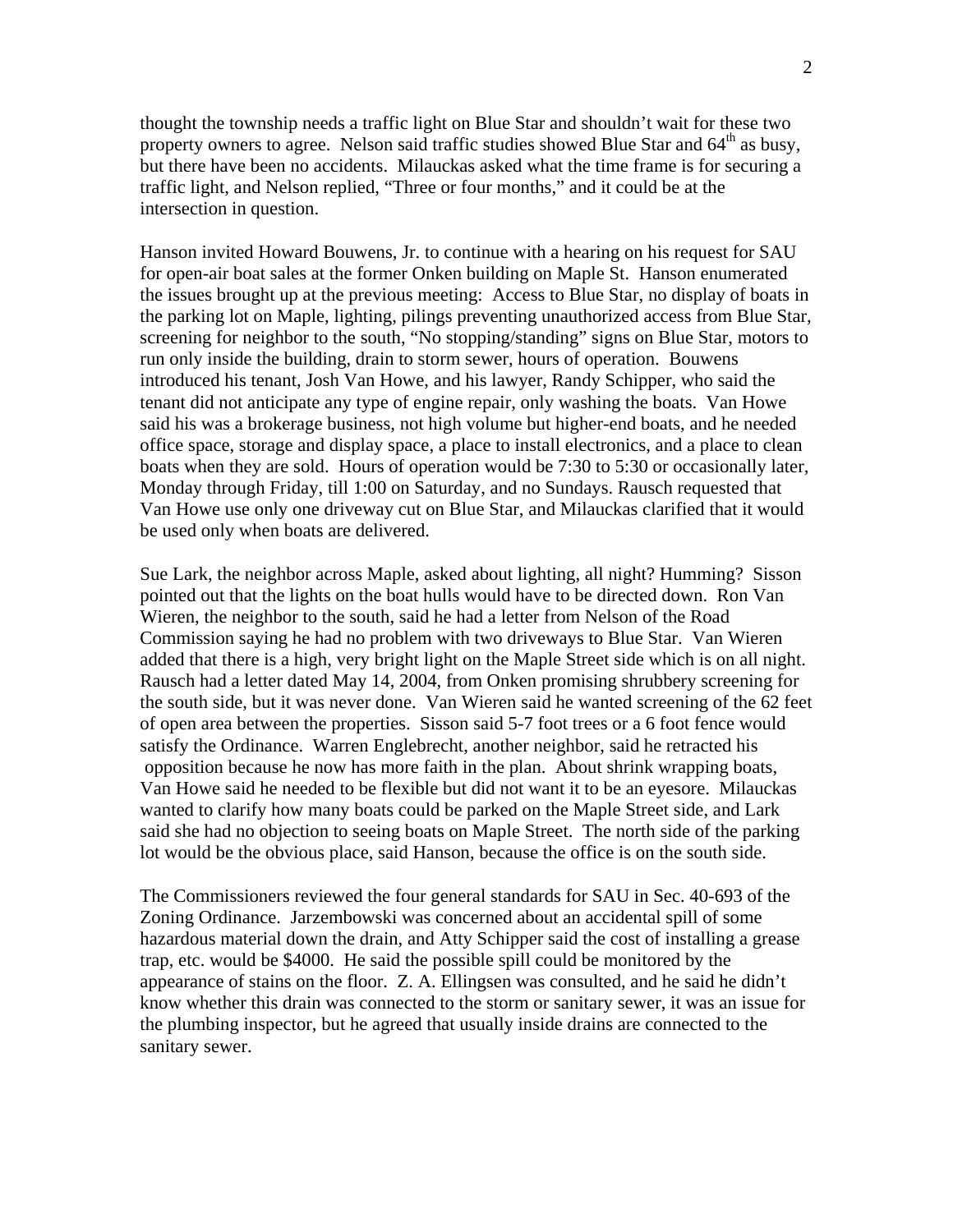thought the township needs a traffic light on Blue Star and shouldn't wait for these two property owners to agree. Nelson said traffic studies showed Blue Star and 64th as busy, but there have been no accidents. Milauckas asked what the time frame is for securing a traffic light, and Nelson replied, "Three or four months," and it could be at the intersection in question.

Hanson invited Howard Bouwens, Jr. to continue with a hearing on his request for SAU for open-air boat sales at the former Onken building on Maple St. Hanson enumerated the issues brought up at the previous meeting: Access to Blue Star, no display of boats in the parking lot on Maple, lighting, pilings preventing unauthorized access from Blue Star, screening for neighbor to the south, "No stopping/standing" signs on Blue Star, motors to run only inside the building, drain to storm sewer, hours of operation. Bouwens introduced his tenant, Josh Van Howe, and his lawyer, Randy Schipper, who said the tenant did not anticipate any type of engine repair, only washing the boats. Van Howe said his was a brokerage business, not high volume but higher-end boats, and he needed office space, storage and display space, a place to install electronics, and a place to clean boats when they are sold. Hours of operation would be 7:30 to 5:30 or occasionally later, Monday through Friday, till 1:00 on Saturday, and no Sundays. Rausch requested that Van Howe use only one driveway cut on Blue Star, and Milauckas clarified that it would be used only when boats are delivered.

Sue Lark, the neighbor across Maple, asked about lighting, all night? Humming? Sisson pointed out that the lights on the boat hulls would have to be directed down. Ron Van Wieren, the neighbor to the south, said he had a letter from Nelson of the Road Commission saying he had no problem with two driveways to Blue Star. Van Wieren added that there is a high, very bright light on the Maple Street side which is on all night. Rausch had a letter dated May 14, 2004, from Onken promising shrubbery screening for the south side, but it was never done. Van Wieren said he wanted screening of the 62 feet of open area between the properties. Sisson said 5-7 foot trees or a 6 foot fence would satisfy the Ordinance. Warren Englebrecht, another neighbor, said he retracted his opposition because he now has more faith in the plan. About shrink wrapping boats, Van Howe said he needed to be flexible but did not want it to be an eyesore. Milauckas wanted to clarify how many boats could be parked on the Maple Street side, and Lark said she had no objection to seeing boats on Maple Street. The north side of the parking lot would be the obvious place, said Hanson, because the office is on the south side.

The Commissioners reviewed the four general standards for SAU in Sec. 40-693 of the Zoning Ordinance. Jarzembowski was concerned about an accidental spill of some hazardous material down the drain, and Atty Schipper said the cost of installing a grease trap, etc. would be $4000. He said the possible spill could be monitored by the appearance of stains on the floor. Z. A. Ellingsen was consulted, and he said he didn't know whether this drain was connected to the storm or sanitary sewer, it was an issue for the plumbing inspector, but he agreed that usually inside drains are connected to the sanitary sewer.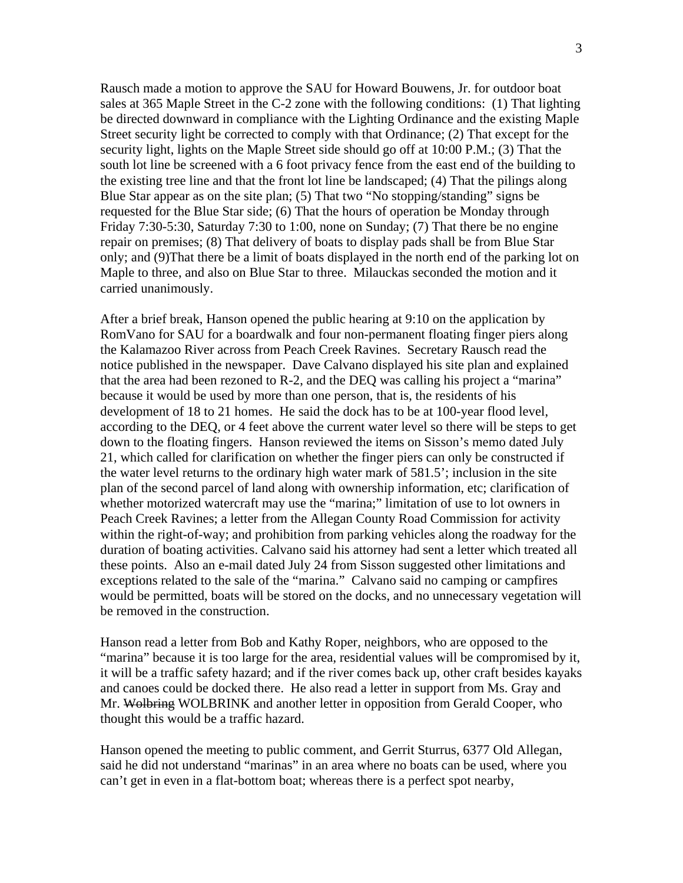Rausch made a motion to approve the SAU for Howard Bouwens, Jr. for outdoor boat sales at 365 Maple Street in the C-2 zone with the following conditions: (1) That lighting be directed downward in compliance with the Lighting Ordinance and the existing Maple Street security light be corrected to comply with that Ordinance; (2) That except for the security light, lights on the Maple Street side should go off at 10:00 P.M.; (3) That the south lot line be screened with a 6 foot privacy fence from the east end of the building to the existing tree line and that the front lot line be landscaped; (4) That the pilings along Blue Star appear as on the site plan; (5) That two "No stopping/standing" signs be requested for the Blue Star side; (6) That the hours of operation be Monday through Friday 7:30-5:30, Saturday 7:30 to 1:00, none on Sunday; (7) That there be no engine repair on premises; (8) That delivery of boats to display pads shall be from Blue Star only; and (9)That there be a limit of boats displayed in the north end of the parking lot on Maple to three, and also on Blue Star to three. Milauckas seconded the motion and it carried unanimously.

After a brief break, Hanson opened the public hearing at 9:10 on the application by RomVano for SAU for a boardwalk and four non-permanent floating finger piers along the Kalamazoo River across from Peach Creek Ravines. Secretary Rausch read the notice published in the newspaper. Dave Calvano displayed his site plan and explained that the area had been rezoned to R-2, and the DEQ was calling his project a "marina" because it would be used by more than one person, that is, the residents of his development of 18 to 21 homes. He said the dock has to be at 100-year flood level, according to the DEQ, or 4 feet above the current water level so there will be steps to get down to the floating fingers. Hanson reviewed the items on Sisson's memo dated July 21, which called for clarification on whether the finger piers can only be constructed if the water level returns to the ordinary high water mark of 581.5'; inclusion in the site plan of the second parcel of land along with ownership information, etc; clarification of whether motorized watercraft may use the "marina;" limitation of use to lot owners in Peach Creek Ravines; a letter from the Allegan County Road Commission for activity within the right-of-way; and prohibition from parking vehicles along the roadway for the duration of boating activities. Calvano said his attorney had sent a letter which treated all these points. Also an e-mail dated July 24 from Sisson suggested other limitations and exceptions related to the sale of the "marina." Calvano said no camping or campfires would be permitted, boats will be stored on the docks, and no unnecessary vegetation will be removed in the construction.

Hanson read a letter from Bob and Kathy Roper, neighbors, who are opposed to the "marina" because it is too large for the area, residential values will be compromised by it, it will be a traffic safety hazard; and if the river comes back up, other craft besides kayaks and canoes could be docked there. He also read a letter in support from Ms. Gray and Mr. ~~Wolbring~~ WOLBRINK and another letter in opposition from Gerald Cooper, who thought this would be a traffic hazard.

Hanson opened the meeting to public comment, and Gerrit Sturrus, 6377 Old Allegan, said he did not understand "marinas" in an area where no boats can be used, where you can't get in even in a flat-bottom boat; whereas there is a perfect spot nearby,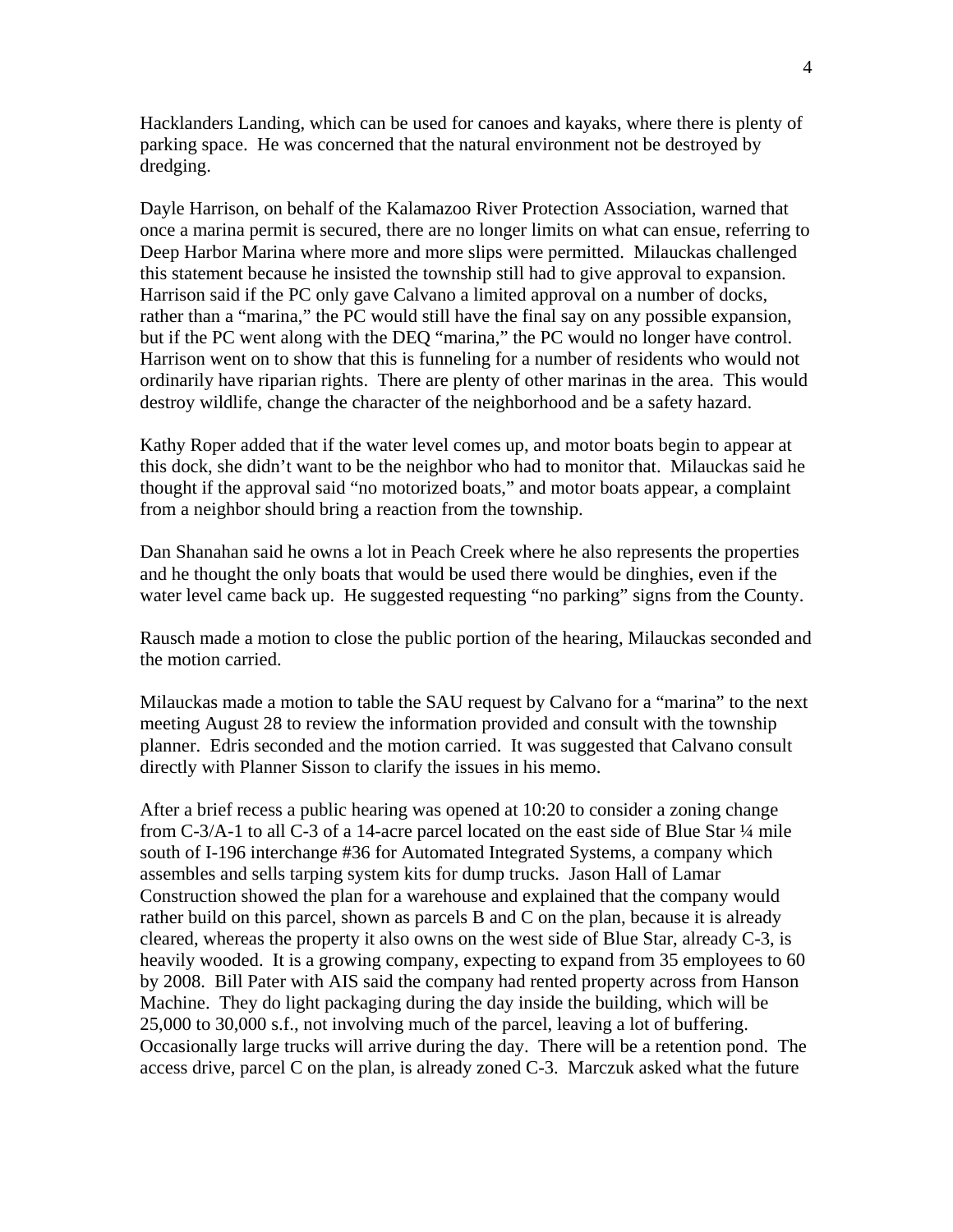Hacklanders Landing, which can be used for canoes and kayaks, where there is plenty of parking space. He was concerned that the natural environment not be destroyed by dredging.

Dayle Harrison, on behalf of the Kalamazoo River Protection Association, warned that once a marina permit is secured, there are no longer limits on what can ensue, referring to Deep Harbor Marina where more and more slips were permitted. Milauckas challenged this statement because he insisted the township still had to give approval to expansion. Harrison said if the PC only gave Calvano a limited approval on a number of docks, rather than a "marina," the PC would still have the final say on any possible expansion, but if the PC went along with the DEQ "marina," the PC would no longer have control. Harrison went on to show that this is funneling for a number of residents who would not ordinarily have riparian rights. There are plenty of other marinas in the area. This would destroy wildlife, change the character of the neighborhood and be a safety hazard.

Kathy Roper added that if the water level comes up, and motor boats begin to appear at this dock, she didn't want to be the neighbor who had to monitor that. Milauckas said he thought if the approval said "no motorized boats," and motor boats appear, a complaint from a neighbor should bring a reaction from the township.

Dan Shanahan said he owns a lot in Peach Creek where he also represents the properties and he thought the only boats that would be used there would be dinghies, even if the water level came back up. He suggested requesting "no parking" signs from the County.

Rausch made a motion to close the public portion of the hearing, Milauckas seconded and the motion carried.

Milauckas made a motion to table the SAU request by Calvano for a "marina" to the next meeting August 28 to review the information provided and consult with the township planner. Edris seconded and the motion carried. It was suggested that Calvano consult directly with Planner Sisson to clarify the issues in his memo.

After a brief recess a public hearing was opened at 10:20 to consider a zoning change from C-3/A-1 to all C-3 of a 14-acre parcel located on the east side of Blue Star ¼ mile south of I-196 interchange #36 for Automated Integrated Systems, a company which assembles and sells tarping system kits for dump trucks. Jason Hall of Lamar Construction showed the plan for a warehouse and explained that the company would rather build on this parcel, shown as parcels B and C on the plan, because it is already cleared, whereas the property it also owns on the west side of Blue Star, already C-3, is heavily wooded. It is a growing company, expecting to expand from 35 employees to 60 by 2008. Bill Pater with AIS said the company had rented property across from Hanson Machine. They do light packaging during the day inside the building, which will be 25,000 to 30,000 s.f., not involving much of the parcel, leaving a lot of buffering. Occasionally large trucks will arrive during the day. There will be a retention pond. The access drive, parcel C on the plan, is already zoned C-3. Marczuk asked what the future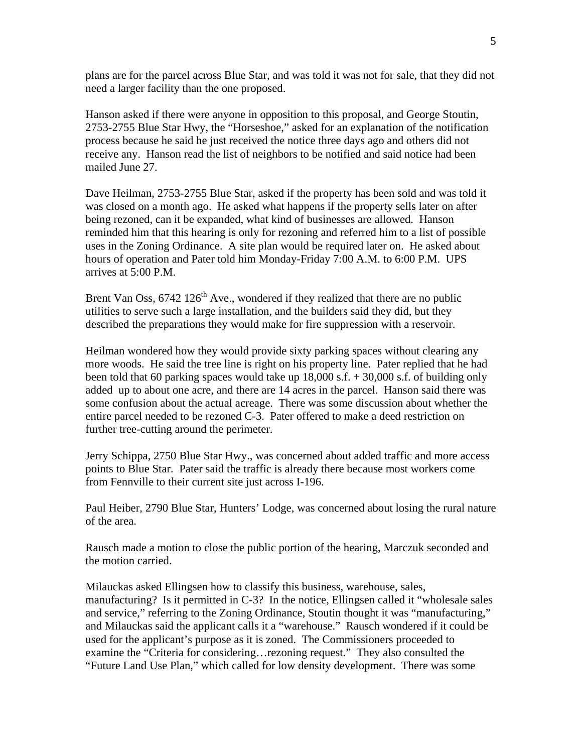plans are for the parcel across Blue Star, and was told it was not for sale, that they did not need a larger facility than the one proposed.

Hanson asked if there were anyone in opposition to this proposal, and George Stoutin, 2753-2755 Blue Star Hwy, the "Horseshoe," asked for an explanation of the notification process because he said he just received the notice three days ago and others did not receive any. Hanson read the list of neighbors to be notified and said notice had been mailed June 27.

Dave Heilman, 2753-2755 Blue Star, asked if the property has been sold and was told it was closed on a month ago. He asked what happens if the property sells later on after being rezoned, can it be expanded, what kind of businesses are allowed. Hanson reminded him that this hearing is only for rezoning and referred him to a list of possible uses in the Zoning Ordinance. A site plan would be required later on. He asked about hours of operation and Pater told him Monday-Friday 7:00 A.M. to 6:00 P.M. UPS arrives at 5:00 P.M.

Brent Van Oss, 6742 126th Ave., wondered if they realized that there are no public utilities to serve such a large installation, and the builders said they did, but they described the preparations they would make for fire suppression with a reservoir.

Heilman wondered how they would provide sixty parking spaces without clearing any more woods. He said the tree line is right on his property line. Pater replied that he had been told that 60 parking spaces would take up 18,000 s.f. + 30,000 s.f. of building only added up to about one acre, and there are 14 acres in the parcel. Hanson said there was some confusion about the actual acreage. There was some discussion about whether the entire parcel needed to be rezoned C-3. Pater offered to make a deed restriction on further tree-cutting around the perimeter.

Jerry Schippa, 2750 Blue Star Hwy., was concerned about added traffic and more access points to Blue Star. Pater said the traffic is already there because most workers come from Fennville to their current site just across I-196.

Paul Heiber, 2790 Blue Star, Hunters' Lodge, was concerned about losing the rural nature of the area.

Rausch made a motion to close the public portion of the hearing, Marczuk seconded and the motion carried.

Milauckas asked Ellingsen how to classify this business, warehouse, sales, manufacturing? Is it permitted in C-3? In the notice, Ellingsen called it "wholesale sales and service," referring to the Zoning Ordinance, Stoutin thought it was "manufacturing," and Milauckas said the applicant calls it a "warehouse." Rausch wondered if it could be used for the applicant's purpose as it is zoned. The Commissioners proceeded to examine the "Criteria for considering…rezoning request." They also consulted the "Future Land Use Plan," which called for low density development. There was some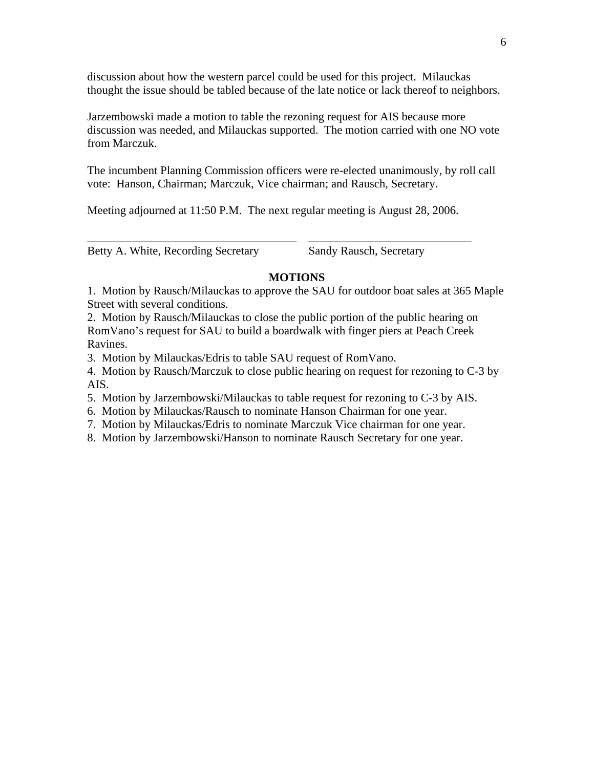discussion about how the western parcel could be used for this project. Milauckas thought the issue should be tabled because of the late notice or lack thereof to neighbors.

Jarzembowski made a motion to table the rezoning request for AIS because more discussion was needed, and Milauckas supported. The motion carried with one NO vote from Marczuk.

The incumbent Planning Commission officers were re-elected unanimously, by roll call vote: Hanson, Chairman; Marczuk, Vice chairman; and Rausch, Secretary.

Meeting adjourned at 11:50 P.M. The next regular meeting is August 28, 2006.

\_\_\_\_\_\_\_\_\_\_\_\_\_\_\_\_\_\_\_\_\_\_\_\_\_\_\_\_\_\_\_\_\_\_\_\_ \_\_\_\_\_\_\_\_\_\_\_\_\_\_\_\_\_\_\_\_\_\_\_\_\_\_\_\_

Betty A. White, Recording Secretary Sandy Rausch, Secretary

**MOTIONS**

1. Motion by Rausch/Milauckas to approve the SAU for outdoor boat sales at 365 Maple Street with several conditions.
2. Motion by Rausch/Milauckas to close the public portion of the public hearing on RomVano's request for SAU to build a boardwalk with finger piers at Peach Creek Ravines.
3. Motion by Milauckas/Edris to table SAU request of RomVano.
4. Motion by Rausch/Marczuk to close public hearing on request for rezoning to C-3 by AIS.
5. Motion by Jarzembowski/Milauckas to table request for rezoning to C-3 by AIS.
6. Motion by Milauckas/Rausch to nominate Hanson Chairman for one year.
7. Motion by Milauckas/Edris to nominate Marczuk Vice chairman for one year.
8. Motion by Jarzembowski/Hanson to nominate Rausch Secretary for one year.